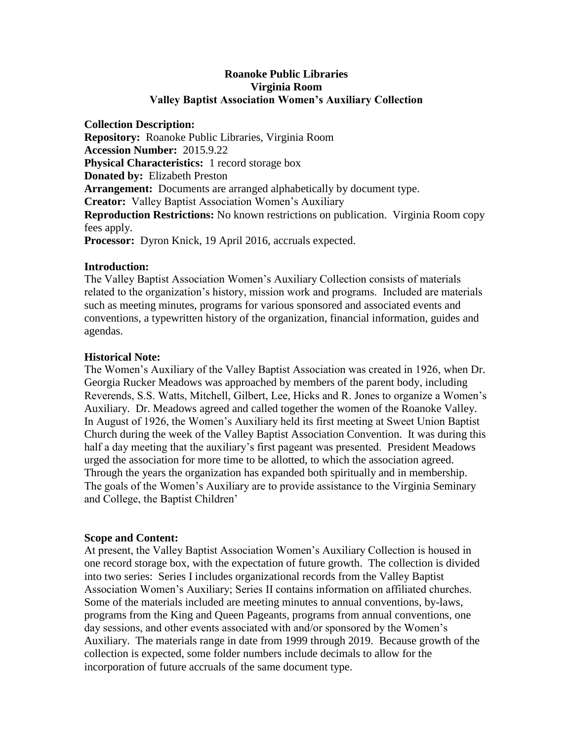# Roanoke Public Libraries
## Virginia Room
## Valley Baptist Association Women's Auxiliary Collection

**Collection Description:**
**Repository:** Roanoke Public Libraries, Virginia Room
**Accession Number:** 2015.9.22
**Physical Characteristics:** 1 record storage box
**Donated by:** Elizabeth Preston
**Arrangement:** Documents are arranged alphabetically by document type.
**Creator:** Valley Baptist Association Women's Auxiliary
**Reproduction Restrictions:** No known restrictions on publication. Virginia Room copy fees apply.
**Processor:** Dyron Knick, 19 April 2016, accruals expected.

**Introduction:**
The Valley Baptist Association Women's Auxiliary Collection consists of materials related to the organization's history, mission work and programs. Included are materials such as meeting minutes, programs for various sponsored and associated events and conventions, a typewritten history of the organization, financial information, guides and agendas.

**Historical Note:**
The Women's Auxiliary of the Valley Baptist Association was created in 1926, when Dr. Georgia Rucker Meadows was approached by members of the parent body, including Reverends, S.S. Watts, Mitchell, Gilbert, Lee, Hicks and R. Jones to organize a Women's Auxiliary. Dr. Meadows agreed and called together the women of the Roanoke Valley. In August of 1926, the Women's Auxiliary held its first meeting at Sweet Union Baptist Church during the week of the Valley Baptist Association Convention. It was during this half a day meeting that the auxiliary's first pageant was presented. President Meadows urged the association for more time to be allotted, to which the association agreed. Through the years the organization has expanded both spiritually and in membership. The goals of the Women's Auxiliary are to provide assistance to the Virginia Seminary and College, the Baptist Children'

**Scope and Content:**
At present, the Valley Baptist Association Women's Auxiliary Collection is housed in one record storage box, with the expectation of future growth. The collection is divided into two series: Series I includes organizational records from the Valley Baptist Association Women's Auxiliary; Series II contains information on affiliated churches. Some of the materials included are meeting minutes to annual conventions, by-laws, programs from the King and Queen Pageants, programs from annual conventions, one day sessions, and other events associated with and/or sponsored by the Women's Auxiliary. The materials range in date from 1999 through 2019. Because growth of the collection is expected, some folder numbers include decimals to allow for the incorporation of future accruals of the same document type.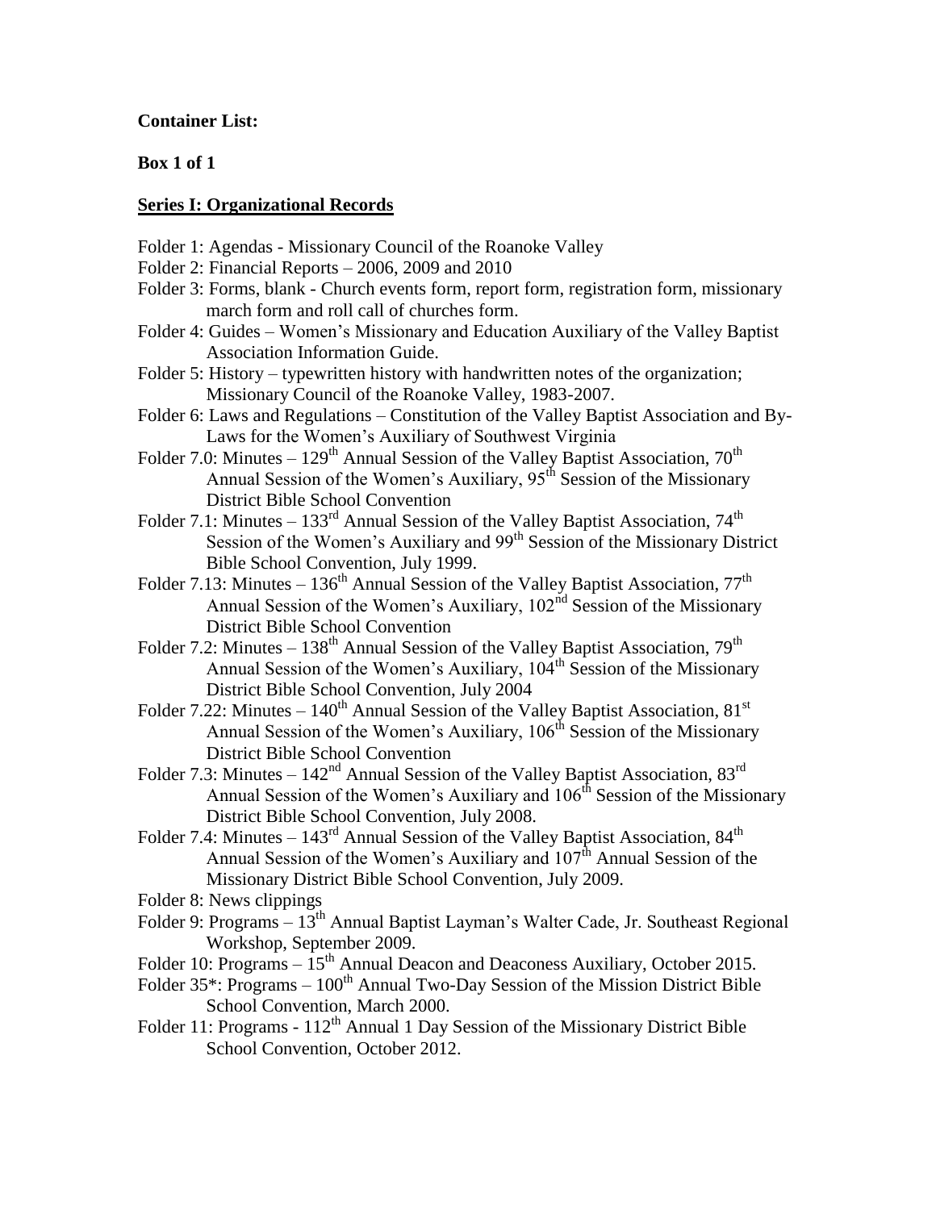**Container List:**

**Box 1 of 1**

**Series I: Organizational Records**

Folder 1: Agendas - Missionary Council of the Roanoke Valley

Folder 2: Financial Reports – 2006, 2009 and 2010

Folder 3: Forms, blank - Church events form, report form, registration form, missionary march form and roll call of churches form.

Folder 4: Guides – Women's Missionary and Education Auxiliary of the Valley Baptist Association Information Guide.

Folder 5: History – typewritten history with handwritten notes of the organization; Missionary Council of the Roanoke Valley, 1983-2007.

Folder 6: Laws and Regulations – Constitution of the Valley Baptist Association and By-Laws for the Women's Auxiliary of Southwest Virginia

Folder 7.0: Minutes – 129th Annual Session of the Valley Baptist Association, 70th Annual Session of the Women's Auxiliary, 95th Session of the Missionary District Bible School Convention

Folder 7.1: Minutes – 133rd Annual Session of the Valley Baptist Association, 74th Session of the Women's Auxiliary and 99th Session of the Missionary District Bible School Convention, July 1999.

Folder 7.13: Minutes – 136th Annual Session of the Valley Baptist Association, 77th Annual Session of the Women's Auxiliary, 102nd Session of the Missionary District Bible School Convention

Folder 7.2: Minutes – 138th Annual Session of the Valley Baptist Association, 79th Annual Session of the Women's Auxiliary, 104th Session of the Missionary District Bible School Convention, July 2004

Folder 7.22: Minutes – 140th Annual Session of the Valley Baptist Association, 81st Annual Session of the Women's Auxiliary, 106th Session of the Missionary District Bible School Convention

Folder 7.3: Minutes – 142nd Annual Session of the Valley Baptist Association, 83rd Annual Session of the Women's Auxiliary and 106th Session of the Missionary District Bible School Convention, July 2008.

Folder 7.4: Minutes – 143rd Annual Session of the Valley Baptist Association, 84th Annual Session of the Women's Auxiliary and 107th Annual Session of the Missionary District Bible School Convention, July 2009.

Folder 8: News clippings

Folder 9: Programs – 13th Annual Baptist Layman's Walter Cade, Jr. Southeast Regional Workshop, September 2009.

Folder 10: Programs – 15th Annual Deacon and Deaconess Auxiliary, October 2015.

Folder 35*: Programs – 100th Annual Two-Day Session of the Mission District Bible School Convention, March 2000.

Folder 11: Programs - 112th Annual 1 Day Session of the Missionary District Bible School Convention, October 2012.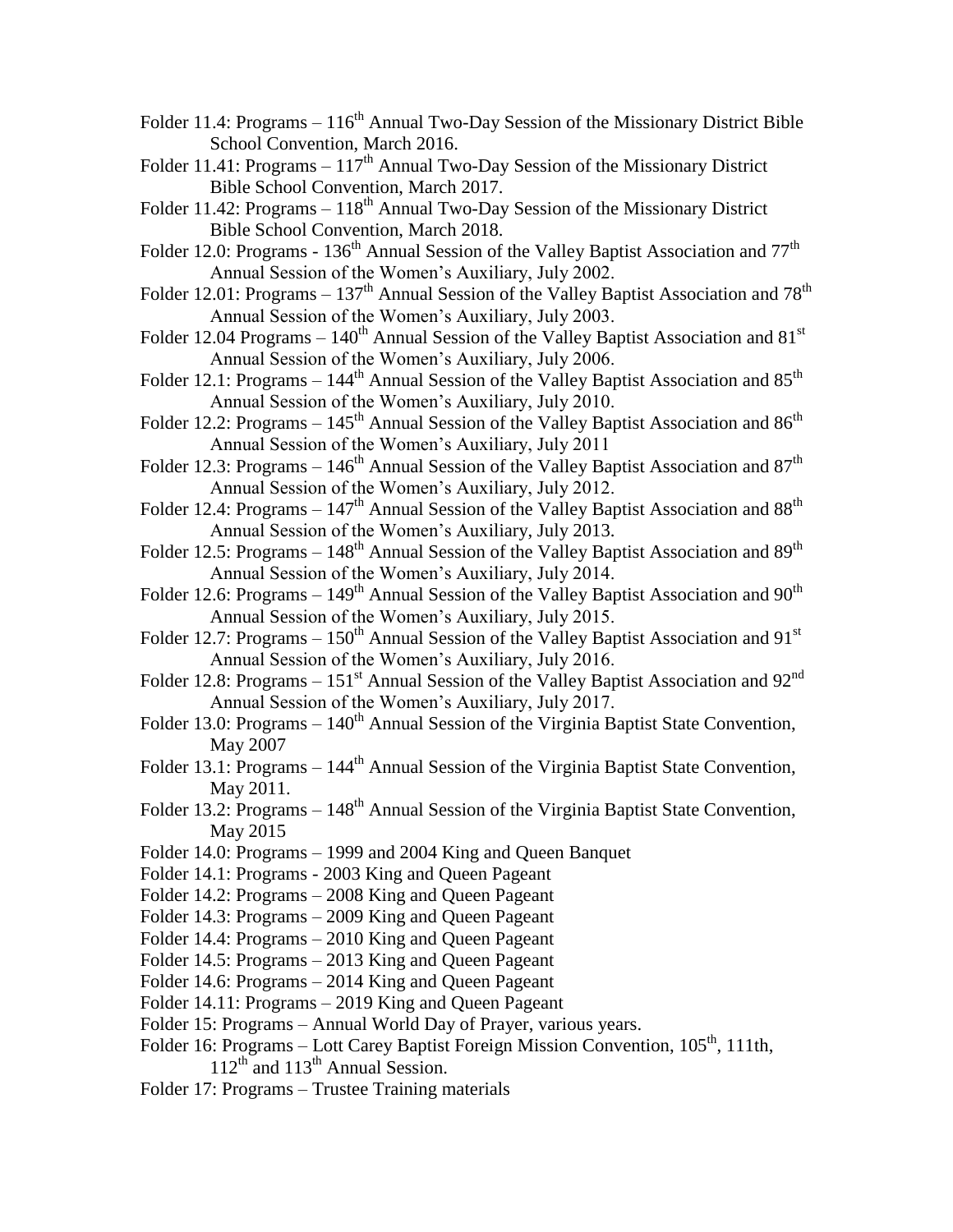Folder 11.4: Programs – 116th Annual Two-Day Session of the Missionary District Bible School Convention, March 2016.

Folder 11.41: Programs – 117th Annual Two-Day Session of the Missionary District Bible School Convention, March 2017.

Folder 11.42: Programs – 118th Annual Two-Day Session of the Missionary District Bible School Convention, March 2018.

Folder 12.0: Programs - 136th Annual Session of the Valley Baptist Association and 77th Annual Session of the Women's Auxiliary, July 2002.

Folder 12.01: Programs – 137th Annual Session of the Valley Baptist Association and 78th Annual Session of the Women's Auxiliary, July 2003.

Folder 12.04 Programs – 140th Annual Session of the Valley Baptist Association and 81st Annual Session of the Women's Auxiliary, July 2006.

Folder 12.1: Programs – 144th Annual Session of the Valley Baptist Association and 85th Annual Session of the Women's Auxiliary, July 2010.

Folder 12.2: Programs – 145th Annual Session of the Valley Baptist Association and 86th Annual Session of the Women's Auxiliary, July 2011

Folder 12.3: Programs – 146th Annual Session of the Valley Baptist Association and 87th Annual Session of the Women's Auxiliary, July 2012.

Folder 12.4: Programs – 147th Annual Session of the Valley Baptist Association and 88th Annual Session of the Women's Auxiliary, July 2013.

Folder 12.5: Programs – 148th Annual Session of the Valley Baptist Association and 89th Annual Session of the Women's Auxiliary, July 2014.

Folder 12.6: Programs – 149th Annual Session of the Valley Baptist Association and 90th Annual Session of the Women's Auxiliary, July 2015.

Folder 12.7: Programs – 150th Annual Session of the Valley Baptist Association and 91st Annual Session of the Women's Auxiliary, July 2016.

Folder 12.8: Programs – 151st Annual Session of the Valley Baptist Association and 92nd Annual Session of the Women's Auxiliary, July 2017.

Folder 13.0: Programs – 140th Annual Session of the Virginia Baptist State Convention, May 2007

Folder 13.1: Programs – 144th Annual Session of the Virginia Baptist State Convention, May 2011.

Folder 13.2: Programs – 148th Annual Session of the Virginia Baptist State Convention, May 2015

Folder 14.0: Programs – 1999 and 2004 King and Queen Banquet

Folder 14.1: Programs - 2003 King and Queen Pageant

Folder 14.2: Programs – 2008 King and Queen Pageant

Folder 14.3: Programs – 2009 King and Queen Pageant

Folder 14.4: Programs – 2010 King and Queen Pageant

Folder 14.5: Programs – 2013 King and Queen Pageant

Folder 14.6: Programs – 2014 King and Queen Pageant

Folder 14.11: Programs – 2019 King and Queen Pageant

Folder 15: Programs – Annual World Day of Prayer, various years.

Folder 16: Programs – Lott Carey Baptist Foreign Mission Convention, 105th, 111th, 112th and 113th Annual Session.

Folder 17: Programs – Trustee Training materials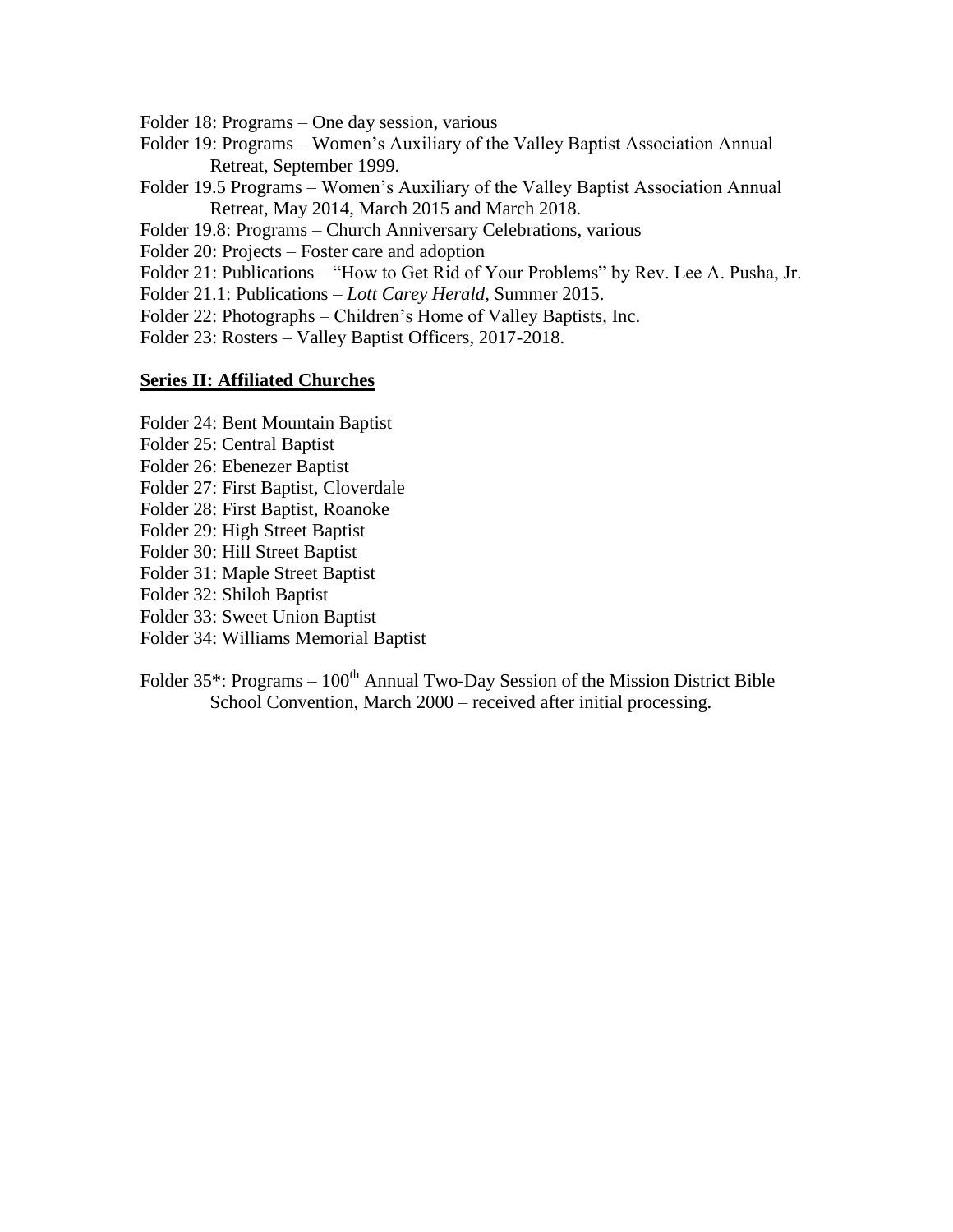Folder 18: Programs – One day session, various

Folder 19: Programs – Women's Auxiliary of the Valley Baptist Association Annual Retreat, September 1999.

Folder 19.5 Programs – Women's Auxiliary of the Valley Baptist Association Annual Retreat, May 2014, March 2015 and March 2018.

Folder 19.8: Programs – Church Anniversary Celebrations, various

Folder 20: Projects – Foster care and adoption

Folder 21: Publications – "How to Get Rid of Your Problems" by Rev. Lee A. Pusha, Jr.

Folder 21.1: Publications – *Lott Carey Herald*, Summer 2015.

Folder 22: Photographs – Children's Home of Valley Baptists, Inc.

Folder 23: Rosters – Valley Baptist Officers, 2017-2018.

**Series II: Affiliated Churches**

Folder 24: Bent Mountain Baptist

Folder 25: Central Baptist

Folder 26: Ebenezer Baptist

Folder 27: First Baptist, Cloverdale

Folder 28: First Baptist, Roanoke

Folder 29: High Street Baptist

Folder 30: Hill Street Baptist

Folder 31: Maple Street Baptist

Folder 32: Shiloh Baptist

Folder 33: Sweet Union Baptist

Folder 34: Williams Memorial Baptist

Folder 35*: Programs – 100th Annual Two-Day Session of the Mission District Bible School Convention, March 2000 – received after initial processing.